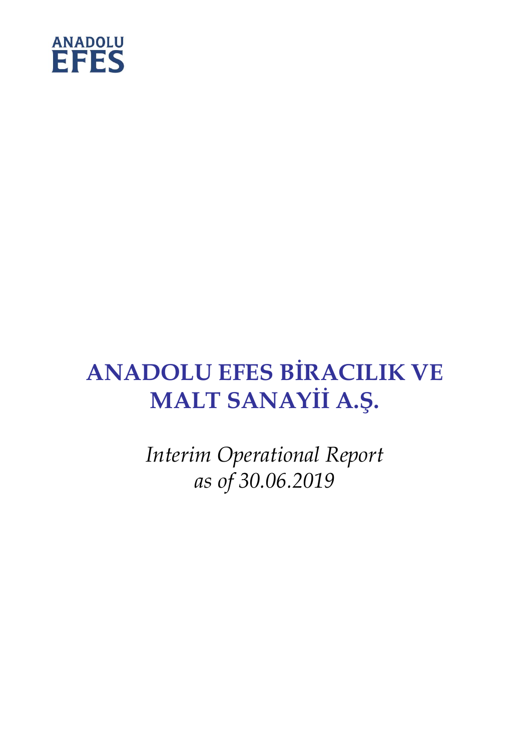ANADOLU
EFES

# ANADOLU EFES BİRACILIK VE MALT SANAYİİ A.Ş.

*Interim Operational Report*
*as of 30.06.2019*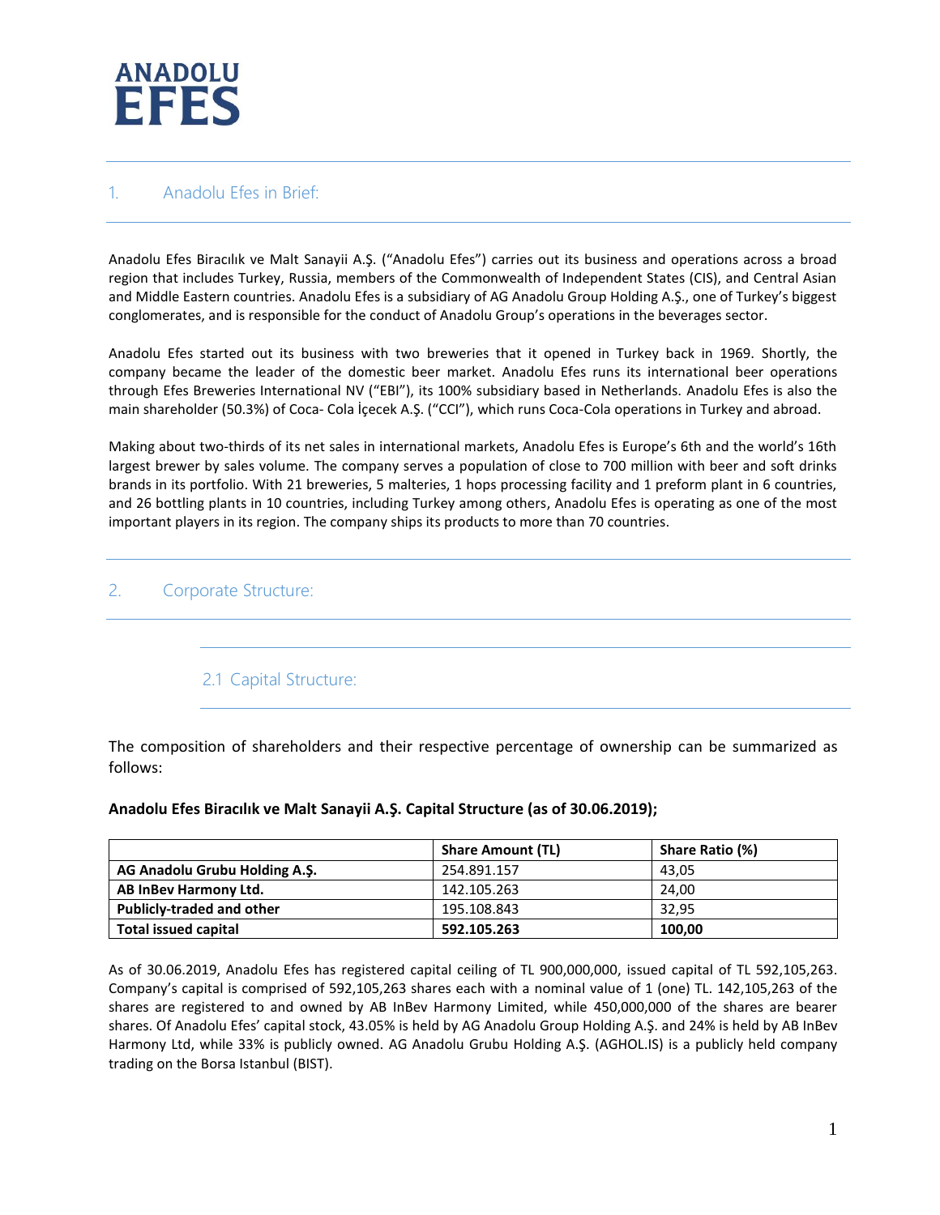ANADOLU EFES

## 1. Anadolu Efes in Brief:

Anadolu Efes Biracılık ve Malt Sanayii A.Ş. ("Anadolu Efes") carries out its business and operations across a broad region that includes Turkey, Russia, members of the Commonwealth of Independent States (CIS), and Central Asian and Middle Eastern countries. Anadolu Efes is a subsidiary of AG Anadolu Group Holding A.Ş., one of Turkey's biggest conglomerates, and is responsible for the conduct of Anadolu Group's operations in the beverages sector.

Anadolu Efes started out its business with two breweries that it opened in Turkey back in 1969. Shortly, the company became the leader of the domestic beer market. Anadolu Efes runs its international beer operations through Efes Breweries International NV ("EBI"), its 100% subsidiary based in Netherlands. Anadolu Efes is also the main shareholder (50.3%) of Coca- Cola İçecek A.Ş. ("CCI"), which runs Coca-Cola operations in Turkey and abroad.

Making about two-thirds of its net sales in international markets, Anadolu Efes is Europe's 6th and the world's 16th largest brewer by sales volume. The company serves a population of close to 700 million with beer and soft drinks brands in its portfolio. With 21 breweries, 5 malteries, 1 hops processing facility and 1 preform plant in 6 countries, and 26 bottling plants in 10 countries, including Turkey among others, Anadolu Efes is operating as one of the most important players in its region. The company ships its products to more than 70 countries.

## 2. Corporate Structure:

### 2.1 Capital Structure:

The composition of shareholders and their respective percentage of ownership can be summarized as follows:

**Anadolu Efes Biracılık ve Malt Sanayii A.Ş. Capital Structure (as of 30.06.2019);**

| | Share Amount (TL) | Share Ratio (%) |
|---|---|---|
| **AG Anadolu Grubu Holding A.Ş.** | 254.891.157 | 43,05 |
| **AB InBev Harmony Ltd.** | 142.105.263 | 24,00 |
| **Publicly-traded and other** | 195.108.843 | 32,95 |
| **Total issued capital** | **592.105.263** | **100,00** |

As of 30.06.2019, Anadolu Efes has registered capital ceiling of TL 900,000,000, issued capital of TL 592,105,263. Company's capital is comprised of 592,105,263 shares each with a nominal value of 1 (one) TL. 142,105,263 of the shares are registered to and owned by AB InBev Harmony Limited, while 450,000,000 of the shares are bearer shares. Of Anadolu Efes' capital stock, 43.05% is held by AG Anadolu Group Holding A.Ş. and 24% is held by AB InBev Harmony Ltd, while 33% is publicly owned. AG Anadolu Grubu Holding A.Ş. (AGHOL.IS) is a publicly held company trading on the Borsa Istanbul (BIST).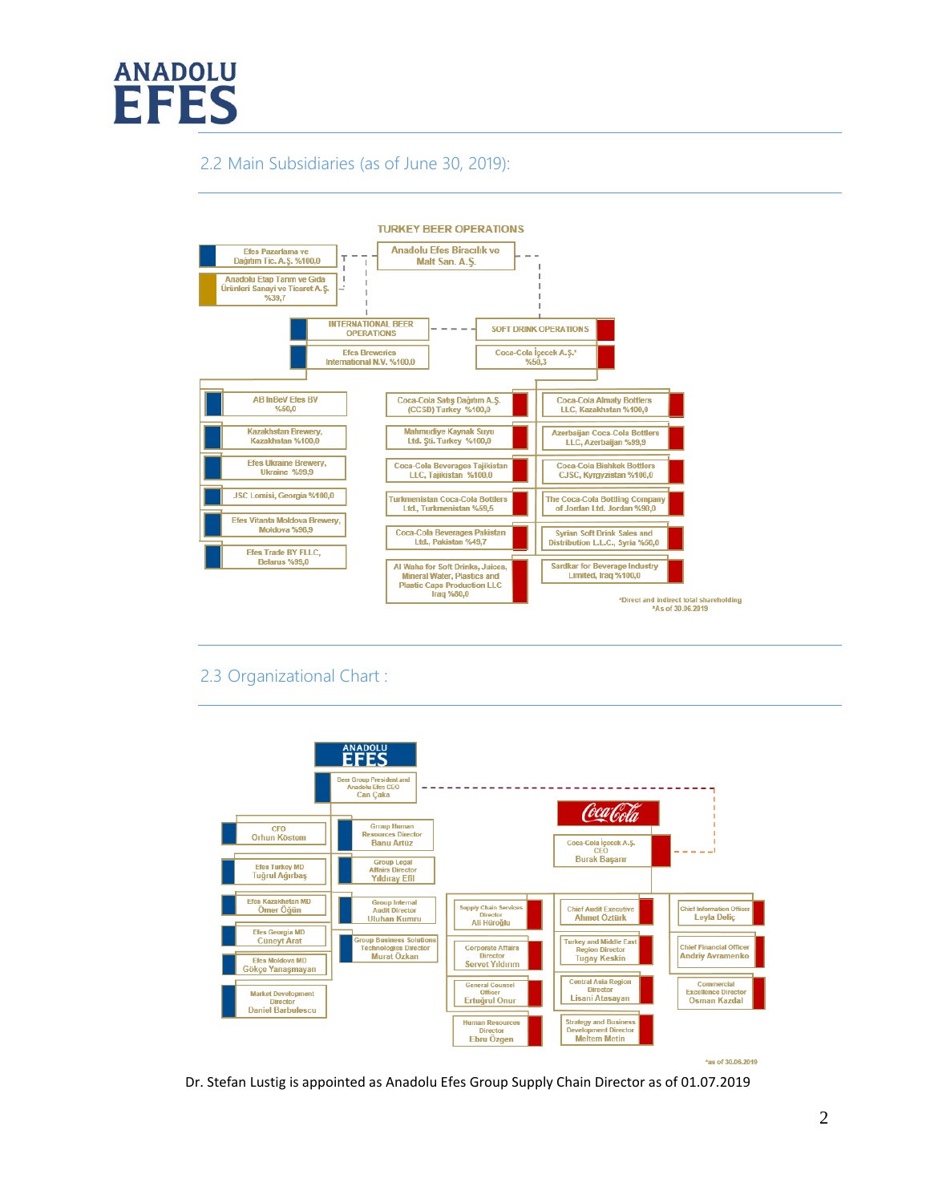## 2.2 Main Subsidiaries (as of June 30, 2019):

**TURKEY BEER OPERATIONS**

- Anadolu Efes Biracılık ve Malt San. A.Ş.
  - Efes Pazarlama ve Dağıtım Tic. A.Ş. %100,0
  - Anadolu Etap Tarım ve Gıda Ürünleri Sanayi ve Ticaret A.Ş. %39,7

**INTERNATIONAL BEER OPERATIONS**

- Efes Breweries International N.V. %100,0
  - AB InBev Efes BV %50,0
  - Kazakhstan Brewery, Kazakhstan %100,0
  - Efes Ukraine Brewery, Ukraine %99,9
  - JSC Lomisi, Georgia %100,0
  - Efes Vitanta Moldova Brewery, Moldova %96,9
  - Efes Trade BY FLLC, Belarus %99,0

**SOFT DRINK OPERATIONS**

- Coca-Cola İçecek A.Ş.* %50,3
  - Coca-Cola Satış Dağıtım A.Ş. (CCSD) Turkey %100,0
  - Mahmudiye Kaynak Suyu Ltd. Şti. Turkey %100,0
  - Coca-Cola Beverages Tajikistan LLC, Tajikistan %100,0
  - Turkmenistan Coca-Cola Bottlers Ltd., Turkmenistan %59,5
  - Coca-Cola Beverages Pakistan Ltd., Pakistan %49,7
  - Al Waha for Soft Drinks, Juices, Mineral Water, Plastics and Plastic Caps Production LLC Iraq %80,0
  - Coca-Cola Almaty Bottlers LLC, Kazakhstan %100,0
  - Azerbaijan Coca-Cola Bottlers LLC, Azerbaijan %99,9
  - Coca-Cola Bishkek Bottlers CJSC, Kyrgyzstan %100,0
  - The Coca-Cola Bottling Company of Jordan Ltd. Jordan %90,0
  - Syrian Soft Drink Sales and Distribution L.L.C., Syria %50,0
  - Sardkar for Beverage Industry Limited, Iraq %100,0

*Direct and indirect total shareholding
*As of 30.06.2019

## 2.3 Organizational Chart :

**ANADOLU EFES**

- Beer Group President and Anadolu Efes CEO – Can Çaka
  - CFO – Orhun Köstem
  - Efes Turkey MD – Tuğrul Ağırbaş
  - Efes Kazakhstan MD – Ömer Öğün
  - Efes Georgia MD – Cuneyt Arat
  - Efes Moldova MD – Gökçe Yanaşmayan
  - Market Development Director – Daniel Barbulescu
  - Group Human Resources Director – Banu Artüz
  - Group Legal Affairs Director – Yıldıray Efil
  - Group Internal Audit Director – Uluhan Kumru
  - Group Business Solutions Technologies Director – Murat Özkan

**Coca-Cola**

- Coca-Cola İçecek A.Ş. CEO – Burak Başarır
  - Supply Chain Services Director – Ali Hüroğlu
  - Corporate Affairs Director – Servet Yıldırım
  - General Counsel Officer – Ertuğrul Onur
  - Human Resources Director – Ebru Özgen
  - Chief Audit Executive – Ahmet Öztürk
  - Turkey and Middle East Region Director – Tugay Keskin
  - Central Asia Region Director – Lisani Atasayan
  - Strategy and Business Development Director – Meltem Metin
  - Chief Information Officer – Leyla Deliç
  - Chief Financial Officer – Andriy Avramenko
  - Commercial Excellence Director – Osman Kazdal

*as of 30.06.2019

Dr. Stefan Lustig is appointed as Anadolu Efes Group Supply Chain Director as of 01.07.2019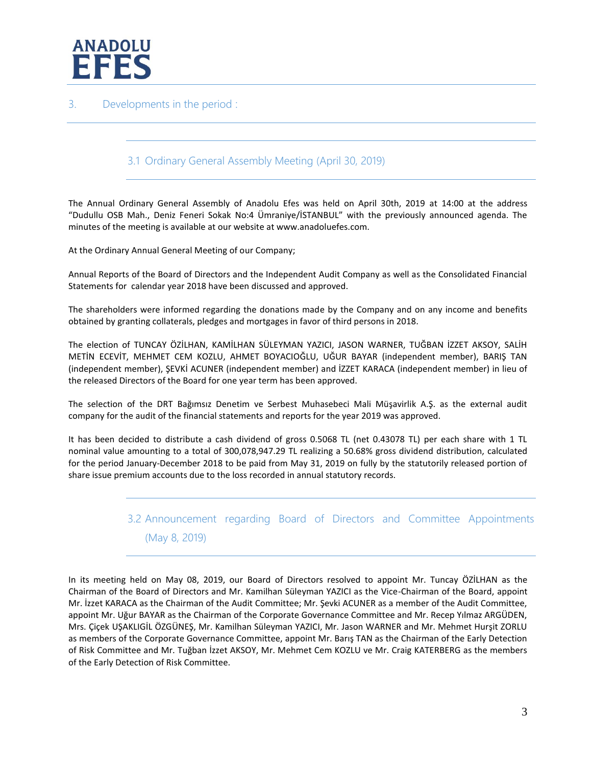## 3. Developments in the period :

### 3.1 Ordinary General Assembly Meeting (April 30, 2019)

The Annual Ordinary General Assembly of Anadolu Efes was held on April 30th, 2019 at 14:00 at the address "Dudullu OSB Mah., Deniz Feneri Sokak No:4 Ümraniye/İSTANBUL" with the previously announced agenda. The minutes of the meeting is available at our website at www.anadoluefes.com.

At the Ordinary Annual General Meeting of our Company;

Annual Reports of the Board of Directors and the Independent Audit Company as well as the Consolidated Financial Statements for calendar year 2018 have been discussed and approved.

The shareholders were informed regarding the donations made by the Company and on any income and benefits obtained by granting collaterals, pledges and mortgages in favor of third persons in 2018.

The election of TUNCAY ÖZİLHAN, KAMİLHAN SÜLEYMAN YAZICI, JASON WARNER, TUĞBAN İZZET AKSOY, SALİH METİN ECEVİT, MEHMET CEM KOZLU, AHMET BOYACIOĞLU, UĞUR BAYAR (independent member), BARIŞ TAN (independent member), ŞEVKİ ACUNER (independent member) and İZZET KARACA (independent member) in lieu of the released Directors of the Board for one year term has been approved.

The selection of the DRT Bağımsız Denetim ve Serbest Muhasebeci Mali Müşavirlik A.Ş. as the external audit company for the audit of the financial statements and reports for the year 2019 was approved.

It has been decided to distribute a cash dividend of gross 0.5068 TL (net 0.43078 TL) per each share with 1 TL nominal value amounting to a total of 300,078,947.29 TL realizing a 50.68% gross dividend distribution, calculated for the period January-December 2018 to be paid from May 31, 2019 on fully by the statutorily released portion of share issue premium accounts due to the loss recorded in annual statutory records.

### 3.2 Announcement regarding Board of Directors and Committee Appointments (May 8, 2019)

In its meeting held on May 08, 2019, our Board of Directors resolved to appoint Mr. Tuncay ÖZİLHAN as the Chairman of the Board of Directors and Mr. Kamilhan Süleyman YAZICI as the Vice-Chairman of the Board, appoint Mr. İzzet KARACA as the Chairman of the Audit Committee; Mr. Şevki ACUNER as a member of the Audit Committee, appoint Mr. Uğur BAYAR as the Chairman of the Corporate Governance Committee and Mr. Recep Yılmaz ARGÜDEN, Mrs. Çiçek UŞAKLIGİL ÖZGÜNEŞ, Mr. Kamilhan Süleyman YAZICI, Mr. Jason WARNER and Mr. Mehmet Hurşit ZORLU as members of the Corporate Governance Committee, appoint Mr. Barış TAN as the Chairman of the Early Detection of Risk Committee and Mr. Tuğban İzzet AKSOY, Mr. Mehmet Cem KOZLU ve Mr. Craig KATERBERG as the members of the Early Detection of Risk Committee.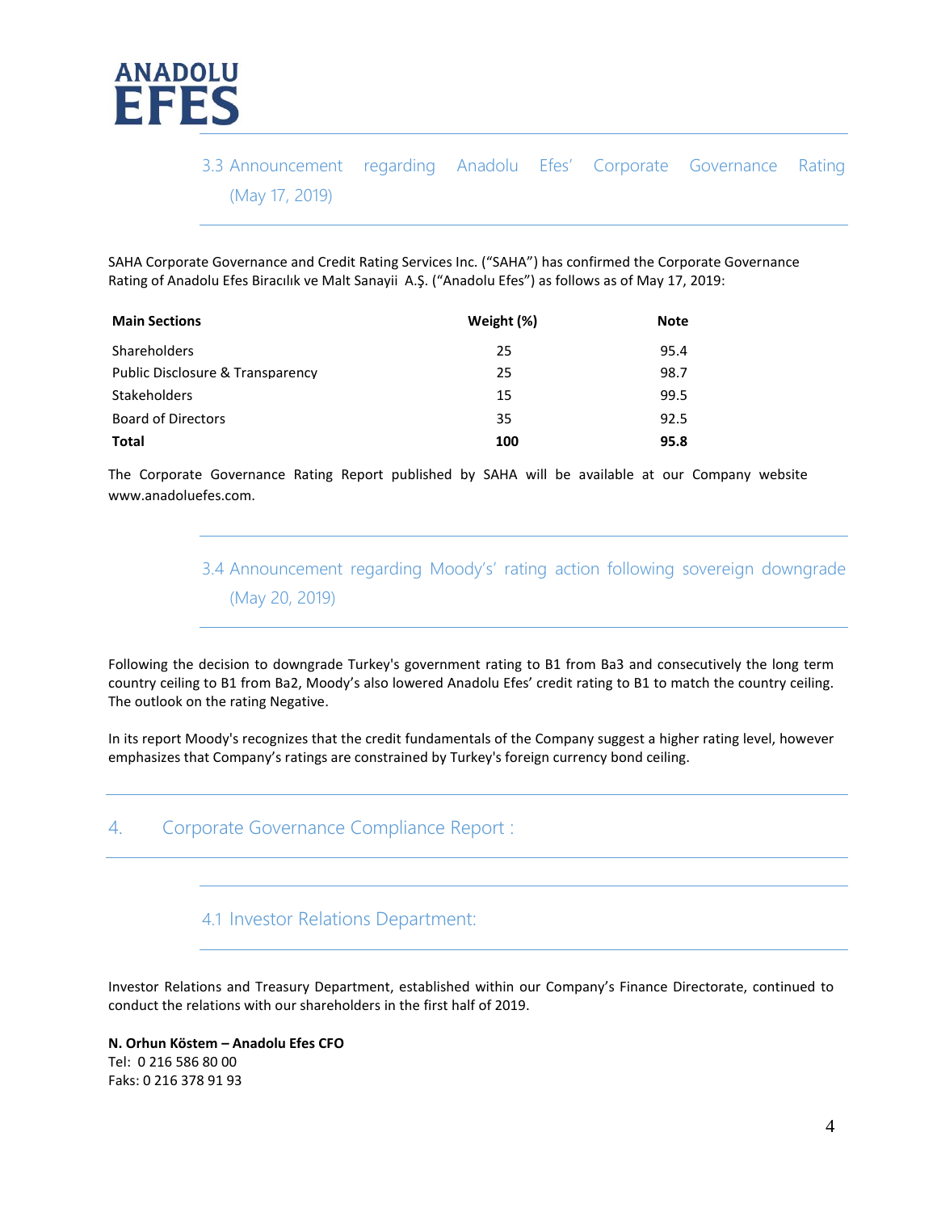### 3.3 Announcement regarding Anadolu Efes' Corporate Governance Rating (May 17, 2019)

SAHA Corporate Governance and Credit Rating Services Inc. ("SAHA") has confirmed the Corporate Governance Rating of Anadolu Efes Biracılık ve Malt Sanayii A.Ş. ("Anadolu Efes") as follows as of May 17, 2019:

| Main Sections | Weight (%) | Note |
|---|---|---|
| Shareholders | 25 | 95.4 |
| Public Disclosure & Transparency | 25 | 98.7 |
| Stakeholders | 15 | 99.5 |
| Board of Directors | 35 | 92.5 |
| **Total** | **100** | **95.8** |

The Corporate Governance Rating Report published by SAHA will be available at our Company website www.anadoluefes.com.

### 3.4 Announcement regarding Moody's' rating action following sovereign downgrade (May 20, 2019)

Following the decision to downgrade Turkey's government rating to B1 from Ba3 and consecutively the long term country ceiling to B1 from Ba2, Moody's also lowered Anadolu Efes' credit rating to B1 to match the country ceiling. The outlook on the rating Negative.

In its report Moody's recognizes that the credit fundamentals of the Company suggest a higher rating level, however emphasizes that Company's ratings are constrained by Turkey's foreign currency bond ceiling.

## 4. Corporate Governance Compliance Report :

### 4.1 Investor Relations Department:

Investor Relations and Treasury Department, established within our Company's Finance Directorate, continued to conduct the relations with our shareholders in the first half of 2019.

**N. Orhun Köstem – Anadolu Efes CFO**
Tel: 0 216 586 80 00
Faks: 0 216 378 91 93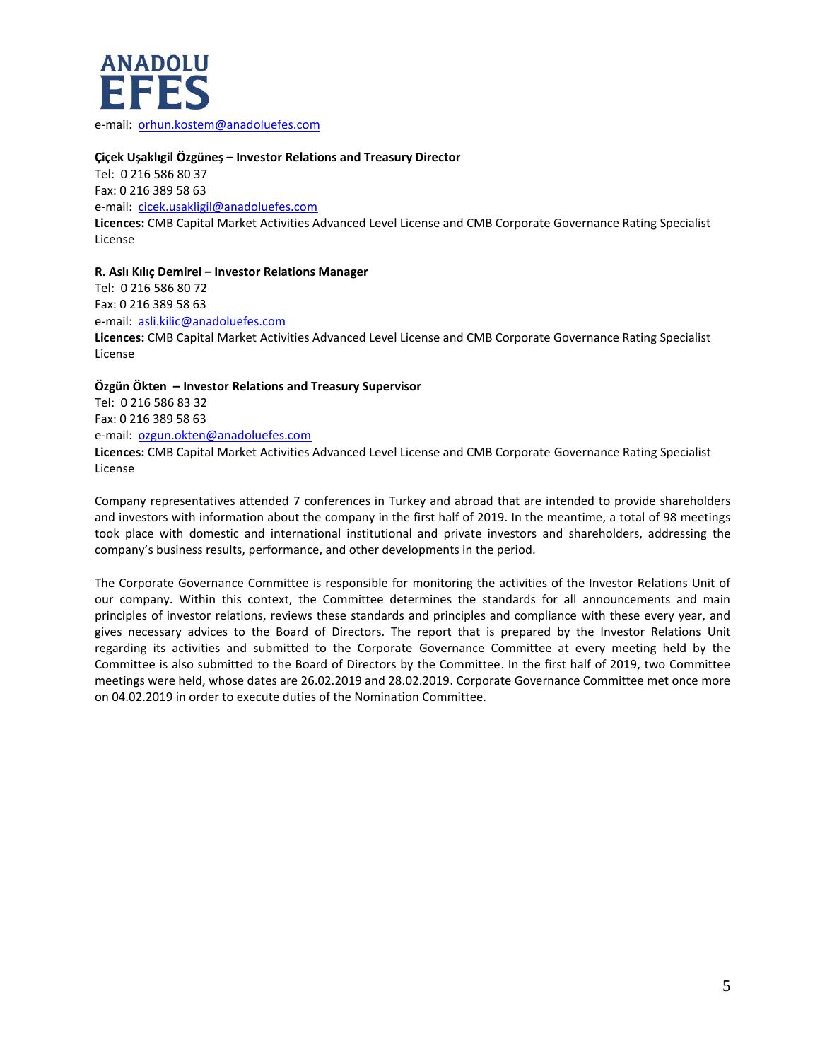e-mail: orhun.kostem@anadoluefes.com

**Çiçek Uşaklıgil Özgüneş – Investor Relations and Treasury Director**
Tel: 0 216 586 80 37
Fax: 0 216 389 58 63
e-mail: cicek.usakligil@anadoluefes.com
**Licences:** CMB Capital Market Activities Advanced Level License and CMB Corporate Governance Rating Specialist License

**R. Aslı Kılıç Demirel – Investor Relations Manager**
Tel: 0 216 586 80 72
Fax: 0 216 389 58 63
e-mail: asli.kilic@anadoluefes.com
**Licences:** CMB Capital Market Activities Advanced Level License and CMB Corporate Governance Rating Specialist License

**Özgün Ökten – Investor Relations and Treasury Supervisor**
Tel: 0 216 586 83 32
Fax: 0 216 389 58 63
e-mail: ozgun.okten@anadoluefes.com
**Licences:** CMB Capital Market Activities Advanced Level License and CMB Corporate Governance Rating Specialist License

Company representatives attended 7 conferences in Turkey and abroad that are intended to provide shareholders and investors with information about the company in the first half of 2019. In the meantime, a total of 98 meetings took place with domestic and international institutional and private investors and shareholders, addressing the company's business results, performance, and other developments in the period.

The Corporate Governance Committee is responsible for monitoring the activities of the Investor Relations Unit of our company. Within this context, the Committee determines the standards for all announcements and main principles of investor relations, reviews these standards and principles and compliance with these every year, and gives necessary advices to the Board of Directors. The report that is prepared by the Investor Relations Unit regarding its activities and submitted to the Corporate Governance Committee at every meeting held by the Committee is also submitted to the Board of Directors by the Committee. In the first half of 2019, two Committee meetings were held, whose dates are 26.02.2019 and 28.02.2019. Corporate Governance Committee met once more on 04.02.2019 in order to execute duties of the Nomination Committee.